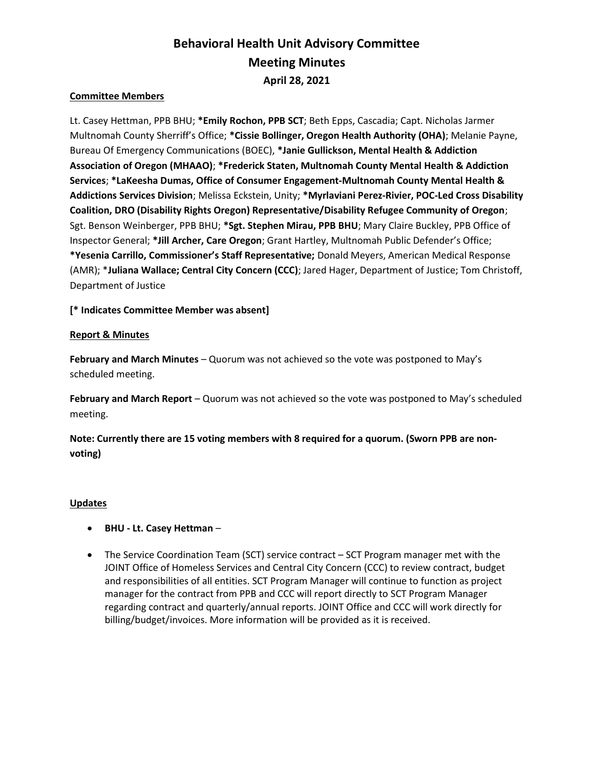# Behavioral Health Unit Advisory Committee
# Meeting Minutes
### April 28, 2021

**Committee Members**

Lt. Casey Hettman, PPB BHU; ***Emily Rochon, PPB SCT**; Beth Epps, Cascadia; Capt. Nicholas Jarmer Multnomah County Sherriff's Office; ***Cissie Bollinger, Oregon Health Authority (OHA)**; Melanie Payne, Bureau Of Emergency Communications (BOEC), ***Janie Gullickson, Mental Health & Addiction Association of Oregon (MHAAO)**; ***Frederick Staten, Multnomah County Mental Health & Addiction Services**; ***LaKeesha Dumas, Office of Consumer Engagement-Multnomah County Mental Health & Addictions Services Division**; Melissa Eckstein, Unity; ***Myrlaviani Perez-Rivier, POC-Led Cross Disability Coalition, DRO (Disability Rights Oregon) Representative/Disability Refugee Community of Oregon**; Sgt. Benson Weinberger, PPB BHU; ***Sgt. Stephen Mirau, PPB BHU**; Mary Claire Buckley, PPB Office of Inspector General; ***Jill Archer, Care Oregon**; Grant Hartley, Multnomah Public Defender's Office; ***Yesenia Carrillo, Commissioner's Staff Representative;** Donald Meyers, American Medical Response (AMR); ***Juliana Wallace; Central City Concern (CCC)**; Jared Hager, Department of Justice; Tom Christoff, Department of Justice

**[* Indicates Committee Member was absent]**

**Report & Minutes**

**February and March Minutes** – Quorum was not achieved so the vote was postponed to May's scheduled meeting.

**February and March Report** – Quorum was not achieved so the vote was postponed to May's scheduled meeting.

**Note: Currently there are 15 voting members with 8 required for a quorum. (Sworn PPB are non-voting)**

**Updates**

- **BHU - Lt. Casey Hettman** –
- The Service Coordination Team (SCT) service contract – SCT Program manager met with the JOINT Office of Homeless Services and Central City Concern (CCC) to review contract, budget and responsibilities of all entities. SCT Program Manager will continue to function as project manager for the contract from PPB and CCC will report directly to SCT Program Manager regarding contract and quarterly/annual reports. JOINT Office and CCC will work directly for billing/budget/invoices. More information will be provided as it is received.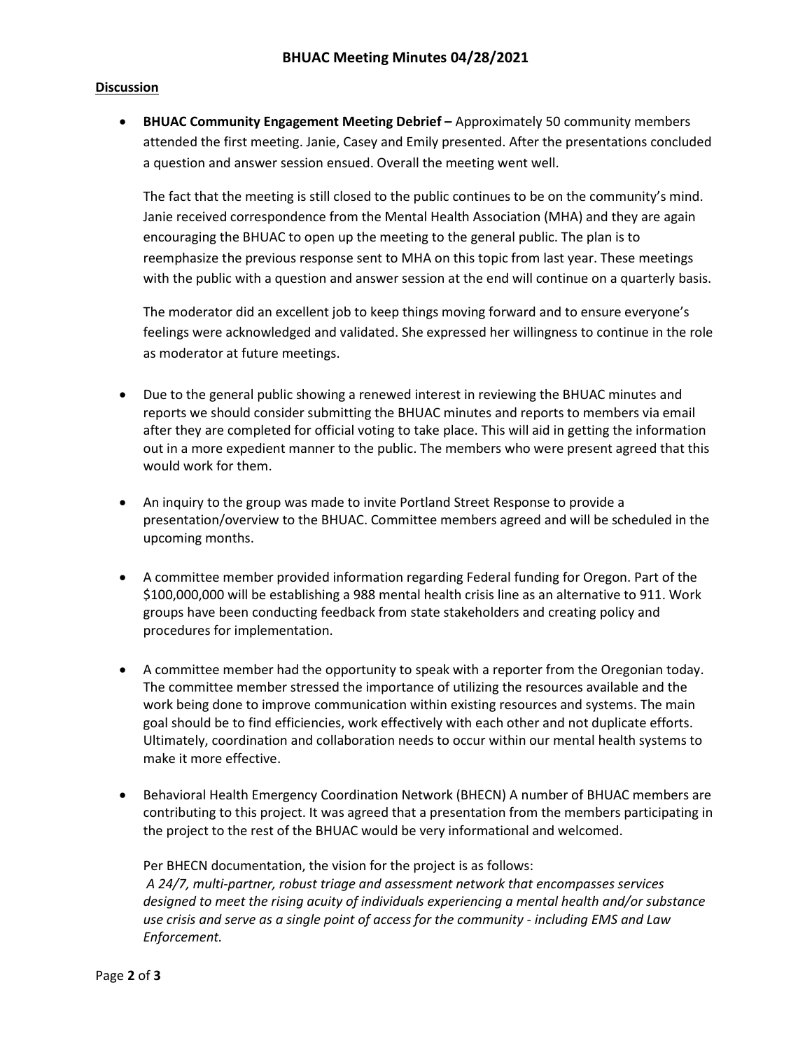# BHUAC Meeting Minutes 04/28/2021

**Discussion**

- **BHUAC Community Engagement Meeting Debrief –** Approximately 50 community members attended the first meeting. Janie, Casey and Emily presented. After the presentations concluded a question and answer session ensued. Overall the meeting went well.

  The fact that the meeting is still closed to the public continues to be on the community's mind. Janie received correspondence from the Mental Health Association (MHA) and they are again encouraging the BHUAC to open up the meeting to the general public. The plan is to reemphasize the previous response sent to MHA on this topic from last year. These meetings with the public with a question and answer session at the end will continue on a quarterly basis.

  The moderator did an excellent job to keep things moving forward and to ensure everyone's feelings were acknowledged and validated. She expressed her willingness to continue in the role as moderator at future meetings.

- Due to the general public showing a renewed interest in reviewing the BHUAC minutes and reports we should consider submitting the BHUAC minutes and reports to members via email after they are completed for official voting to take place. This will aid in getting the information out in a more expedient manner to the public. The members who were present agreed that this would work for them.

- An inquiry to the group was made to invite Portland Street Response to provide a presentation/overview to the BHUAC. Committee members agreed and will be scheduled in the upcoming months.

- A committee member provided information regarding Federal funding for Oregon. Part of the $100,000,000 will be establishing a 988 mental health crisis line as an alternative to 911. Work groups have been conducting feedback from state stakeholders and creating policy and procedures for implementation.

- A committee member had the opportunity to speak with a reporter from the Oregonian today. The committee member stressed the importance of utilizing the resources available and the work being done to improve communication within existing resources and systems. The main goal should be to find efficiencies, work effectively with each other and not duplicate efforts. Ultimately, coordination and collaboration needs to occur within our mental health systems to make it more effective.

- Behavioral Health Emergency Coordination Network (BHECN) A number of BHUAC members are contributing to this project. It was agreed that a presentation from the members participating in the project to the rest of the BHUAC would be very informational and welcomed.

  Per BHECN documentation, the vision for the project is as follows:
  *A 24/7, multi-partner, robust triage and assessment network that encompasses services designed to meet the rising acuity of individuals experiencing a mental health and/or substance use crisis and serve as a single point of access for the community - including EMS and Law Enforcement.*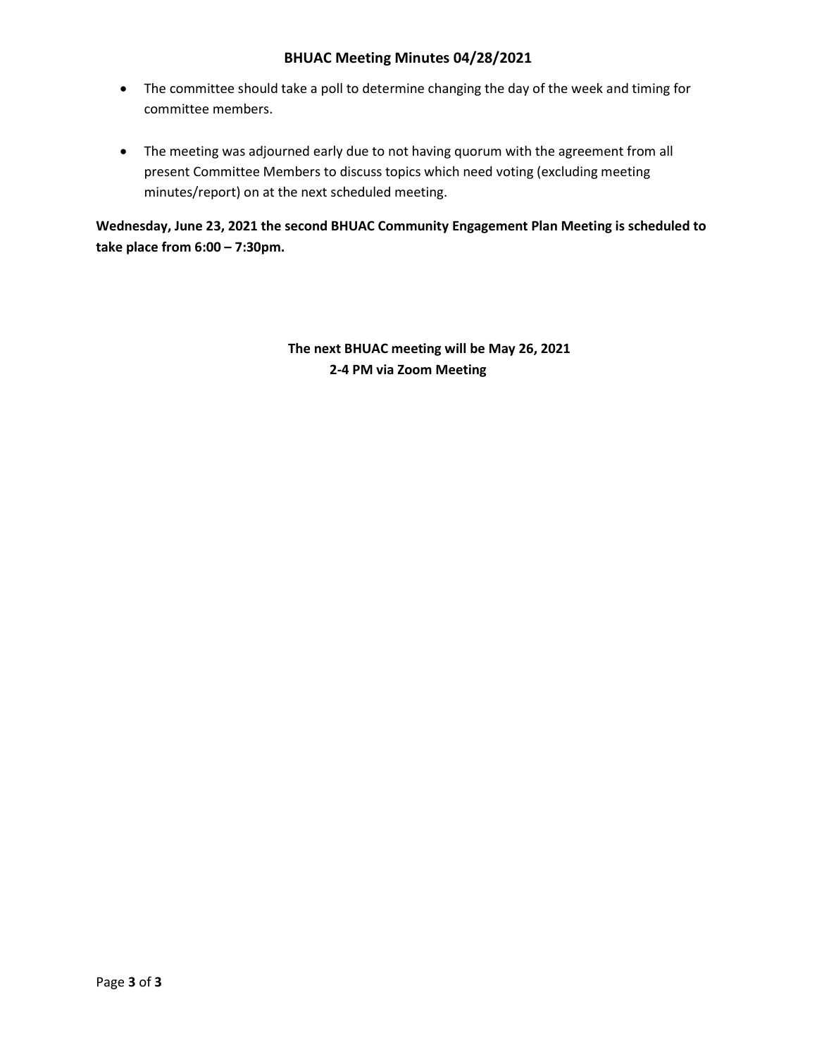- The committee should take a poll to determine changing the day of the week and timing for committee members.
- The meeting was adjourned early due to not having quorum with the agreement from all present Committee Members to discuss topics which need voting (excluding meeting minutes/report) on at the next scheduled meeting.

**Wednesday, June 23, 2021 the second BHUAC Community Engagement Plan Meeting is scheduled to take place from 6:00 – 7:30pm.**

**The next BHUAC meeting will be May 26, 2021**
**2-4 PM via Zoom Meeting**